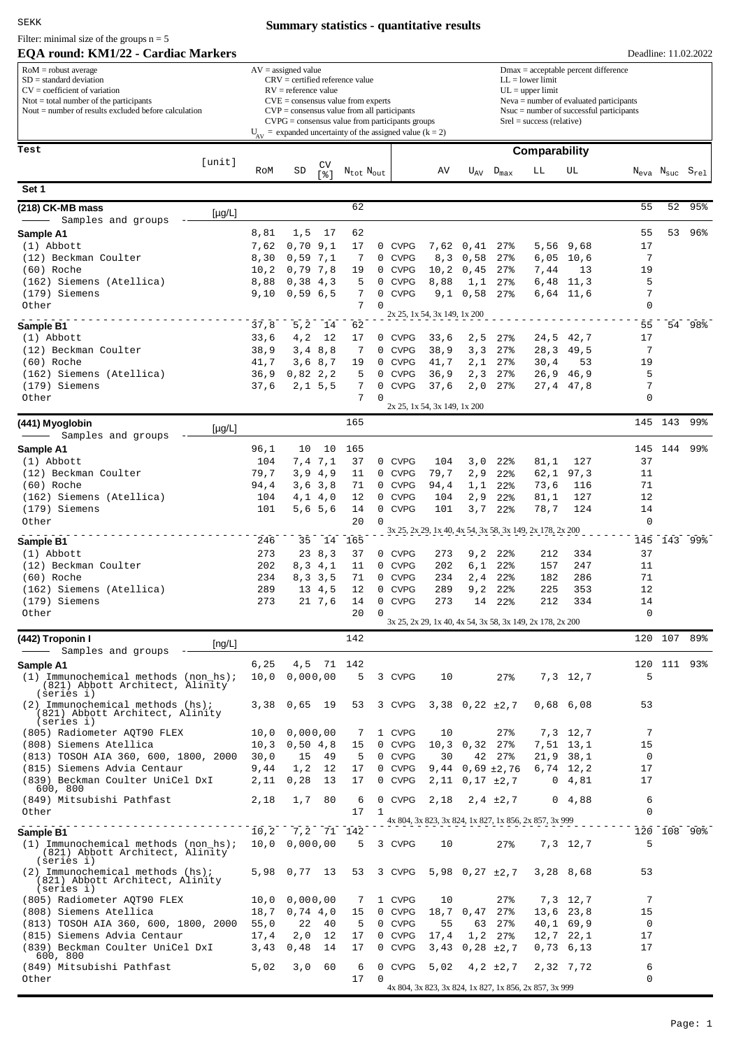SEKK

# Summary statistics - quantitative results

Filter: minimal size of the groups n = 5

## EQA round: KM1/22 - Cardiac Markers

Deadline: 11.02.2022

RoM = robust average
SD = standard deviation
CV = coefficient of variation
Ntot = total number of the participants
Nout = number of results excluded before calculation

AV = assigned value
CRV = certified reference value
RV = reference value
CVE = consensus value from experts
CVP = consensus value from all participants
CVPG = consensus value from participants groups
$U_{AV}$ = expanded uncertainty of the assigned value (k = 2)

Dmax = acceptable percent difference
LL = lower limit
UL = upper limit
Neva = number of evaluated participants
Nsuc = number of successful participants
Srel = success (relative)

| Test | [unit] | RoM | SD | CV [%] | $N_{tot}$ | $N_{out}$ | | AV | $U_{AV}$ | $D_{max}$ | LL | UL | $N_{eva}$ | $N_{suc}$ | $S_{rel}$ |
|---|---|---|---|---|---|---|---|---|---|---|---|---|---|---|---|
| **Set 1** | | | | | | | | | | | | | | | |
| **(218) CK-MB mass** — Samples and groups | [µg/L] | | | | 62 | | | | | | | | 55 | 52 | 95% |
| **Sample A1** | | 8,81 | 1,5 | 17 | 62 | | | | | | | | 55 | 53 | 96% |
| (1) Abbott | | 7,62 | 0,70 | 9,1 | 17 | 0 | CVPG | 7,62 | 0,41 | 27% | 5,56 | 9,68 | 17 | | |
| (12) Beckman Coulter | | 8,30 | 0,59 | 7,1 | 7 | 0 | CVPG | 8,3 | 0,58 | 27% | 6,05 | 10,6 | 7 | | |
| (60) Roche | | 10,2 | 0,79 | 7,8 | 19 | 0 | CVPG | 10,2 | 0,45 | 27% | 7,44 | 13 | 19 | | |
| (162) Siemens (Atellica) | | 8,88 | 0,38 | 4,3 | 5 | 0 | CVPG | 8,88 | 1,1 | 27% | 6,48 | 11,3 | 5 | | |
| (179) Siemens | | 9,10 | 0,59 | 6,5 | 7 | 0 | CVPG | 9,1 | 0,58 | 27% | 6,64 | 11,6 | 7 | | |
| Other | | | | | 7 | 0 | 2x 25, 1x 54, 3x 149, 1x 200 | | | | | | 0 | | |
| **Sample B1** | | 37,8 | 5,2 | 14 | 62 | | | | | | | | 55 | 54 | 98% |
| (1) Abbott | | 33,6 | 4,2 | 12 | 17 | 0 | CVPG | 33,6 | 2,5 | 27% | 24,5 | 42,7 | 17 | | |
| (12) Beckman Coulter | | 38,9 | 3,4 | 8,8 | 7 | 0 | CVPG | 38,9 | 3,3 | 27% | 28,3 | 49,5 | 7 | | |
| (60) Roche | | 41,7 | 3,6 | 8,7 | 19 | 0 | CVPG | 41,7 | 2,1 | 27% | 30,4 | 53 | 19 | | |
| (162) Siemens (Atellica) | | 36,9 | 0,82 | 2,2 | 5 | 0 | CVPG | 36,9 | 2,3 | 27% | 26,9 | 46,9 | 5 | | |
| (179) Siemens | | 37,6 | 2,1 | 5,5 | 7 | 0 | CVPG | 37,6 | 2,0 | 27% | 27,4 | 47,8 | 7 | | |
| Other | | | | | 7 | 0 | 2x 25, 1x 54, 3x 149, 1x 200 | | | | | | 0 | | |
| **(441) Myoglobin** — Samples and groups | [µg/L] | | | | 165 | | | | | | | | 145 | 143 | 99% |
| **Sample A1** | | 96,1 | 10 | 10 | 165 | | | | | | | | 145 | 144 | 99% |
| (1) Abbott | | 104 | 7,4 | 7,1 | 37 | 0 | CVPG | 104 | 3,0 | 22% | 81,1 | 127 | 37 | | |
| (12) Beckman Coulter | | 79,7 | 3,9 | 4,9 | 11 | 0 | CVPG | 79,7 | 2,9 | 22% | 62,1 | 97,3 | 11 | | |
| (60) Roche | | 94,4 | 3,6 | 3,8 | 71 | 0 | CVPG | 94,4 | 1,1 | 22% | 73,6 | 116 | 71 | | |
| (162) Siemens (Atellica) | | 104 | 4,1 | 4,0 | 12 | 0 | CVPG | 104 | 2,9 | 22% | 81,1 | 127 | 12 | | |
| (179) Siemens | | 101 | 5,6 | 5,6 | 14 | 0 | CVPG | 101 | 3,7 | 22% | 78,7 | 124 | 14 | | |
| Other | | | | | 20 | 0 | 3x 25, 2x 29, 1x 40, 4x 54, 3x 58, 3x 149, 2x 178, 2x 200 | | | | | | 0 | | |
| **Sample B1** | | 246 | 35 | 14 | 165 | | | | | | | | 145 | 143 | 99% |
| (1) Abbott | | 273 | 23 | 8,3 | 37 | 0 | CVPG | 273 | 9,2 | 22% | 212 | 334 | 37 | | |
| (12) Beckman Coulter | | 202 | 8,3 | 4,1 | 11 | 0 | CVPG | 202 | 6,1 | 22% | 157 | 247 | 11 | | |
| (60) Roche | | 234 | 8,3 | 3,5 | 71 | 0 | CVPG | 234 | 2,4 | 22% | 182 | 286 | 71 | | |
| (162) Siemens (Atellica) | | 289 | 13 | 4,5 | 12 | 0 | CVPG | 289 | 9,2 | 22% | 225 | 353 | 12 | | |
| (179) Siemens | | 273 | 21 | 7,6 | 14 | 0 | CVPG | 273 | 14 | 22% | 212 | 334 | 14 | | |
| Other | | | | | 20 | 0 | 3x 25, 2x 29, 1x 40, 4x 54, 3x 58, 3x 149, 2x 178, 2x 200 | | | | | | 0 | | |
| **(442) Troponin I** — Samples and groups | [ng/L] | | | | 142 | | | | | | | | 120 | 107 | 89% |
| **Sample A1** | | 6,25 | 4,5 | 71 | 142 | | | | | | | | 120 | 111 | 93% |
| (1) Immunochemical methods (non_hs); (821) Abbott Architect, Alinity (series i) | | 10,0 | 0,00 | 0,00 | 5 | 3 | CVPG | 10 | | 27% | 7,3 | 12,7 | 5 | | |
| (2) Immunochemical methods (hs); (821) Abbott Architect, Alinity (series i) | | 3,38 | 0,65 | 19 | 53 | 3 | CVPG | 3,38 | 0,22 | ±2,7 | 0,68 | 6,08 | 53 | | |
| (805) Radiometer AQT90 FLEX | | 10,0 | 0,00 | 0,00 | 7 | 1 | CVPG | 10 | | 27% | 7,3 | 12,7 | 7 | | |
| (808) Siemens Atellica | | 10,3 | 0,50 | 4,8 | 15 | 0 | CVPG | 10,3 | 0,32 | 27% | 7,51 | 13,1 | 15 | | |
| (813) TOSOH AIA 360, 600, 1800, 2000 | | 30,0 | 15 | 49 | 5 | 0 | CVPG | 30 | 42 | 27% | 21,9 | 38,1 | 0 | | |
| (815) Siemens Advia Centaur | | 9,44 | 1,2 | 12 | 17 | 0 | CVPG | 9,44 | 0,69 | ±2,76 | 6,74 | 12,2 | 17 | | |
| (839) Beckman Coulter UniCel DxI 600, 800 | | 2,11 | 0,28 | 13 | 17 | 0 | CVPG | 2,11 | 0,17 | ±2,7 | 0 | 4,81 | 17 | | |
| (849) Mitsubishi Pathfast | | 2,18 | 1,7 | 80 | 6 | 0 | CVPG | 2,18 | 2,4 | ±2,7 | 0 | 4,88 | 6 | | |
| Other | | | | | 17 | 1 | 4x 804, 3x 823, 3x 824, 1x 827, 1x 856, 2x 857, 3x 999 | | | | | | 0 | | |
| **Sample B1** | | 10,2 | 7,2 | 71 | 142 | | | | | | | | 120 | 108 | 90% |
| (1) Immunochemical methods (non_hs); (821) Abbott Architect, Alinity (series i) | | 10,0 | 0,00 | 0,00 | 5 | 3 | CVPG | 10 | | 27% | 7,3 | 12,7 | 5 | | |
| (2) Immunochemical methods (hs); (821) Abbott Architect, Alinity (series i) | | 5,98 | 0,77 | 13 | 53 | 3 | CVPG | 5,98 | 0,27 | ±2,7 | 3,28 | 8,68 | 53 | | |
| (805) Radiometer AQT90 FLEX | | 10,0 | 0,00 | 0,00 | 7 | 1 | CVPG | 10 | | 27% | 7,3 | 12,7 | 7 | | |
| (808) Siemens Atellica | | 18,7 | 0,74 | 4,0 | 15 | 0 | CVPG | 18,7 | 0,47 | 27% | 13,6 | 23,8 | 15 | | |
| (813) TOSOH AIA 360, 600, 1800, 2000 | | 55,0 | 22 | 40 | 5 | 0 | CVPG | 55 | 63 | 27% | 40,1 | 69,9 | 0 | | |
| (815) Siemens Advia Centaur | | 17,4 | 2,0 | 12 | 17 | 0 | CVPG | 17,4 | 1,2 | 27% | 12,7 | 22,1 | 17 | | |
| (839) Beckman Coulter UniCel DxI 600, 800 | | 3,43 | 0,48 | 14 | 17 | 0 | CVPG | 3,43 | 0,28 | ±2,7 | 0,73 | 6,13 | 17 | | |
| (849) Mitsubishi Pathfast | | 5,02 | 3,0 | 60 | 6 | 0 | CVPG | 5,02 | 4,2 | ±2,7 | 2,32 | 7,72 | 6 | | |
| Other | | | | | 17 | 0 | 4x 804, 3x 823, 3x 824, 1x 827, 1x 856, 2x 857, 3x 999 | | | | | | 0 | | |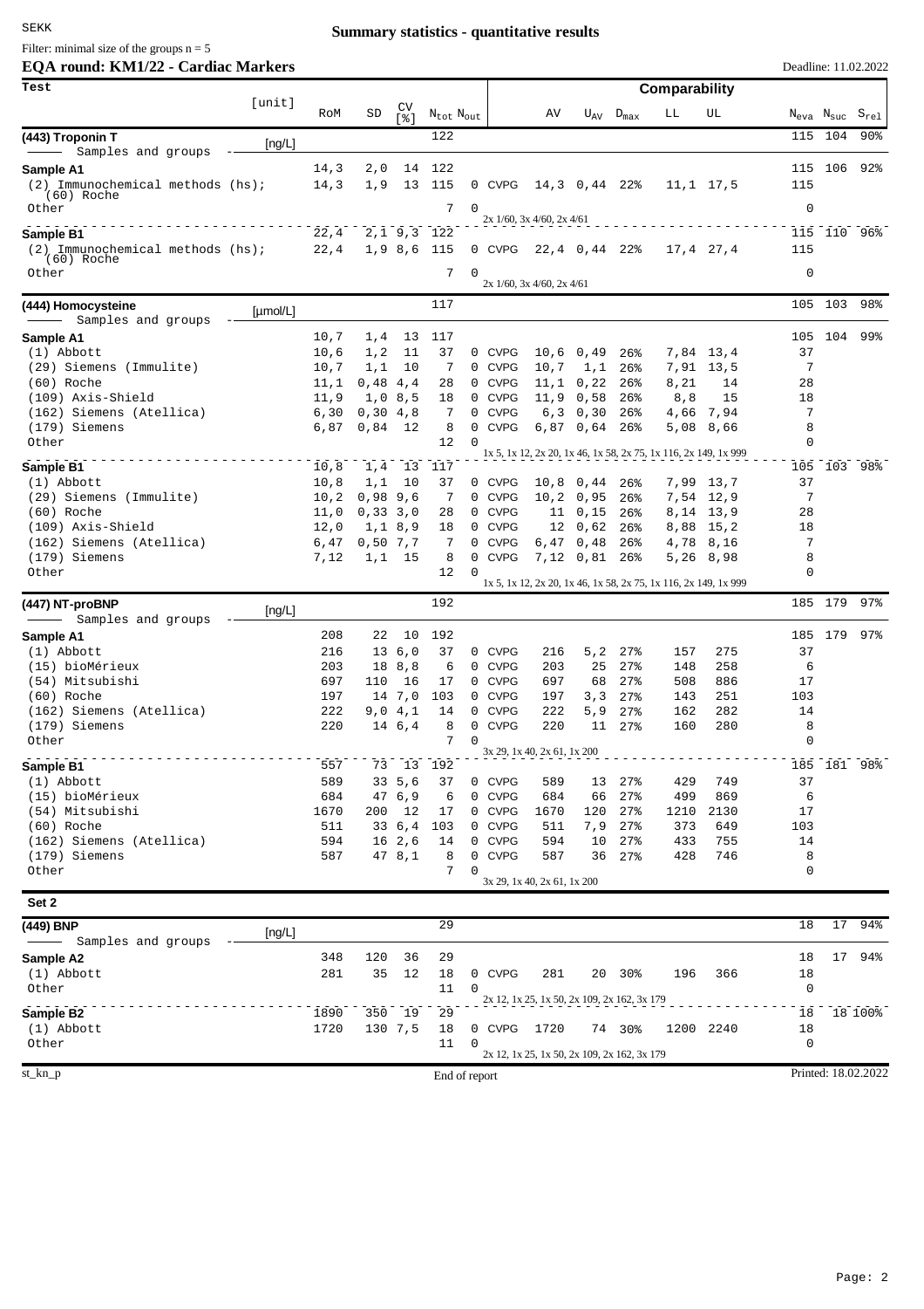SEKK

# Summary statistics - quantitative results

Filter: minimal size of the groups n = 5

## EQA round: KM1/22 - Cardiac Markers

Deadline: 11.02.2022

| Test | [unit] | RoM | SD | CV [%] | $N_{tot}$ | $N_{out}$ | | AV | $U_{AV}$ | $D_{max}$ | LL | UL | $N_{eva}$ | $N_{suc}$ | $S_{rel}$ |
|---|---|---|---|---|---|---|---|---|---|---|---|---|---|---|---|
| **(443) Troponin T** | [ng/L] | | | | 122 | | | | | | | | 115 | 104 | 90% |
| Samples and groups | | | | | | | | | | | | | | | |
| **Sample A1** | | 14,3 | 2,0 | 14 | 122 | | | | | | | | 115 | 106 | 92% |
| (2) Immunochemical methods (hs); (60) Roche | | 14,3 | 1,9 | 13 | 115 | 0 | CVPG | 14,3 | 0,44 | 22% | 11,1 | 17,5 | 115 | | |
| Other | | | | | 7 | 0 | 2x 1/60, 3x 4/60, 2x 4/61 | | | | | | 0 | | |
| **Sample B1** | | 22,4 | 2,1 | 9,3 | 122 | | | | | | | | 115 | 110 | 96% |
| (2) Immunochemical methods (hs); (60) Roche | | 22,4 | 1,9 | 8,6 | 115 | 0 | CVPG | 22,4 | 0,44 | 22% | 17,4 | 27,4 | 115 | | |
| Other | | | | | 7 | 0 | 2x 1/60, 3x 4/60, 2x 4/61 | | | | | | 0 | | |
| **(444) Homocysteine** | [µmol/L] | | | | 117 | | | | | | | | 105 | 103 | 98% |
| Samples and groups | | | | | | | | | | | | | | | |
| **Sample A1** | | 10,7 | 1,4 | 13 | 117 | | | | | | | | 105 | 104 | 99% |
| (1) Abbott | | 10,6 | 1,2 | 11 | 37 | 0 | CVPG | 10,6 | 0,49 | 26% | 7,84 | 13,4 | 37 | | |
| (29) Siemens (Immulite) | | 10,7 | 1,1 | 10 | 7 | 0 | CVPG | 10,7 | 1,1 | 26% | 7,91 | 13,5 | 7 | | |
| (60) Roche | | 11,1 | 0,48 | 4,4 | 28 | 0 | CVPG | 11,1 | 0,22 | 26% | 8,21 | 14 | 28 | | |
| (109) Axis-Shield | | 11,9 | 1,0 | 8,5 | 18 | 0 | CVPG | 11,9 | 0,58 | 26% | 8,8 | 15 | 18 | | |
| (162) Siemens (Atellica) | | 6,30 | 0,30 | 4,8 | 7 | 0 | CVPG | 6,3 | 0,30 | 26% | 4,66 | 7,94 | 7 | | |
| (179) Siemens | | 6,87 | 0,84 | 12 | 8 | 0 | CVPG | 6,87 | 0,64 | 26% | 5,08 | 8,66 | 8 | | |
| Other | | | | | 12 | 0 | 1x 5, 1x 12, 2x 20, 1x 46, 1x 58, 2x 75, 1x 116, 2x 149, 1x 999 | | | | | | 0 | | |
| **Sample B1** | | 10,8 | 1,4 | 13 | 117 | | | | | | | | 105 | 103 | 98% |
| (1) Abbott | | 10,8 | 1,1 | 10 | 37 | 0 | CVPG | 10,8 | 0,44 | 26% | 7,99 | 13,7 | 37 | | |
| (29) Siemens (Immulite) | | 10,2 | 0,98 | 9,6 | 7 | 0 | CVPG | 10,2 | 0,95 | 26% | 7,54 | 12,9 | 7 | | |
| (60) Roche | | 11,0 | 0,33 | 3,0 | 28 | 0 | CVPG | 11 | 0,15 | 26% | 8,14 | 13,9 | 28 | | |
| (109) Axis-Shield | | 12,0 | 1,1 | 8,9 | 18 | 0 | CVPG | 12 | 0,62 | 26% | 8,88 | 15,2 | 18 | | |
| (162) Siemens (Atellica) | | 6,47 | 0,50 | 7,7 | 7 | 0 | CVPG | 6,47 | 0,48 | 26% | 4,78 | 8,16 | 7 | | |
| (179) Siemens | | 7,12 | 1,1 | 15 | 8 | 0 | CVPG | 7,12 | 0,81 | 26% | 5,26 | 8,98 | 8 | | |
| Other | | | | | 12 | 0 | 1x 5, 1x 12, 2x 20, 1x 46, 1x 58, 2x 75, 1x 116, 2x 149, 1x 999 | | | | | | 0 | | |
| **(447) NT-proBNP** | [ng/L] | | | | 192 | | | | | | | | 185 | 179 | 97% |
| Samples and groups | | | | | | | | | | | | | | | |
| **Sample A1** | | 208 | 22 | 10 | 192 | | | | | | | | 185 | 179 | 97% |
| (1) Abbott | | 216 | 13 | 6,0 | 37 | 0 | CVPG | 216 | 5,2 | 27% | 157 | 275 | 37 | | |
| (15) bioMérieux | | 203 | 18 | 8,8 | 6 | 0 | CVPG | 203 | 25 | 27% | 148 | 258 | 6 | | |
| (54) Mitsubishi | | 697 | 110 | 16 | 17 | 0 | CVPG | 697 | 68 | 27% | 508 | 886 | 17 | | |
| (60) Roche | | 197 | 14 | 7,0 | 103 | 0 | CVPG | 197 | 3,3 | 27% | 143 | 251 | 103 | | |
| (162) Siemens (Atellica) | | 222 | 9,0 | 4,1 | 14 | 0 | CVPG | 222 | 5,9 | 27% | 162 | 282 | 14 | | |
| (179) Siemens | | 220 | 14 | 6,4 | 8 | 0 | CVPG | 220 | 11 | 27% | 160 | 280 | 8 | | |
| Other | | | | | 7 | 0 | 3x 29, 1x 40, 2x 61, 1x 200 | | | | | | 0 | | |
| **Sample B1** | | 557 | 73 | 13 | 192 | | | | | | | | 185 | 181 | 98% |
| (1) Abbott | | 589 | 33 | 5,6 | 37 | 0 | CVPG | 589 | 13 | 27% | 429 | 749 | 37 | | |
| (15) bioMérieux | | 684 | 47 | 6,9 | 6 | 0 | CVPG | 684 | 66 | 27% | 499 | 869 | 6 | | |
| (54) Mitsubishi | | 1670 | 200 | 12 | 17 | 0 | CVPG | 1670 | 120 | 27% | 1210 | 2130 | 17 | | |
| (60) Roche | | 511 | 33 | 6,4 | 103 | 0 | CVPG | 511 | 7,9 | 27% | 373 | 649 | 103 | | |
| (162) Siemens (Atellica) | | 594 | 16 | 2,6 | 14 | 0 | CVPG | 594 | 10 | 27% | 433 | 755 | 14 | | |
| (179) Siemens | | 587 | 47 | 8,1 | 8 | 0 | CVPG | 587 | 36 | 27% | 428 | 746 | 8 | | |
| Other | | | | | 7 | 0 | 3x 29, 1x 40, 2x 61, 1x 200 | | | | | | 0 | | |

### Set 2

| Test | [unit] | RoM | SD | CV [%] | $N_{tot}$ | $N_{out}$ | | AV | $U_{AV}$ | $D_{max}$ | LL | UL | $N_{eva}$ | $N_{suc}$ | $S_{rel}$ |
|---|---|---|---|---|---|---|---|---|---|---|---|---|---|---|---|
| **(449) BNP** | [ng/L] | | | | 29 | | | | | | | | 18 | 17 | 94% |
| Samples and groups | | | | | | | | | | | | | | | |
| **Sample A2** | | 348 | 120 | 36 | 29 | | | | | | | | 18 | 17 | 94% |
| (1) Abbott | | 281 | 35 | 12 | 18 | 0 | CVPG | 281 | 20 | 30% | 196 | 366 | 18 | | |
| Other | | | | | 11 | 0 | 2x 12, 1x 25, 1x 50, 2x 109, 2x 162, 3x 179 | | | | | | 0 | | |
| **Sample B2** | | 1890 | 350 | 19 | 29 | | | | | | | | 18 | 18 | 100% |
| (1) Abbott | | 1720 | 130 | 7,5 | 18 | 0 | CVPG | 1720 | 74 | 30% | 1200 | 2240 | 18 | | |
| Other | | | | | 11 | 0 | 2x 12, 1x 25, 1x 50, 2x 109, 2x 162, 3x 179 | | | | | | 0 | | |

st_kn_p

End of report

Printed: 18.02.2022